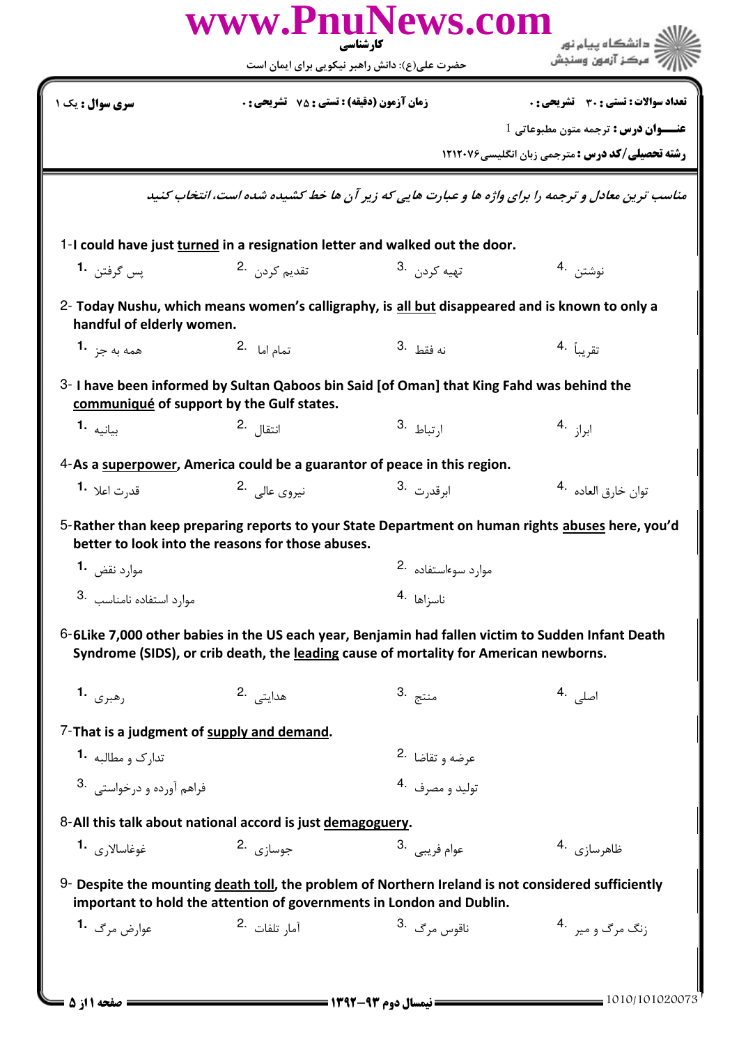کارشناسی

حضرت علی(ع): دانش راهبر نیکویی برای ایمان است

دانشگاه پیام نور
مرکز آزمون وسنجش

**سری سوال :** یک ۱

**زمان آزمون (دقیقه) : تستی :** ۷۵ **تشریحی :** ۰

**تعداد سوالات : تستی :** ۳۰ **تشریحی :** ۰

**عنـــوان درس :** ترجمه متون مطبوعاتی 1

**رشته تحصیلی/کد درس :** مترجمی زبان انگلیسی۱۲۱۲۰۷۶

*مناسب ترین معادل و ترجمه را برای واژه ها و عبارت هایی که زیر آن ها خط کشیده شده است، انتخاب کنید*

1-I could have just <u>turned</u> in a resignation letter and walked out the door.

1. پس گرفتن
2. تقدیم کردن
3. تهیه کردن
4. نوشتن

2- Today Nushu, which means women's calligraphy, is <u>all but</u> disappeared and is known to only a handful of elderly women.

1. همه به جز
2. تمام اما
3. نه فقط
4. تقریباً

3- I have been informed by Sultan Qaboos bin Said [of Oman] that King Fahd was behind the <u>communiqué</u> of support by the Gulf states.

1. بیانیه
2. انتقال
3. ارتباط
4. ابراز

4-As a <u>superpower</u>, America could be a guarantor of peace in this region.

1. قدرت اعلا
2. نیروی عالی
3. ابرقدرت
4. توان خارق العاده

5-Rather than keep preparing reports to your State Department on human rights <u>abuses</u> here, you'd better to look into the reasons for those abuses.

1. موارد نقض
2. موارد سوءاستفاده
3. موارد استفاده نامناسب
4. ناسزاها

6-6Like 7,000 other babies in the US each year, Benjamin had fallen victim to Sudden Infant Death Syndrome (SIDS), or crib death, the <u>leading</u> cause of mortality for American newborns.

1. رهبری
2. هدایتی
3. منتج
4. اصلی

7-That is a judgment of <u>supply and demand</u>.

1. تدارک و مطالبه
2. عرضه و تقاضا
3. فراهم آورده و درخواستی
4. تولید و مصرف

8-All this talk about national accord is just <u>demagoguery</u>.

1. غوغاسالاری
2. جوسازی
3. عوام فریبی
4. ظاهرسازی

9- Despite the mounting <u>death toll</u>, the problem of Northern Ireland is not considered sufficiently important to hold the attention of governments in London and Dublin.

1. عوارض مرگ
2. آمار تلفات
3. ناقوس مرگ
4. زنگ مرگ و میر

**نیمسال دوم ۹۳-۱۳۹۲**

1010/101020073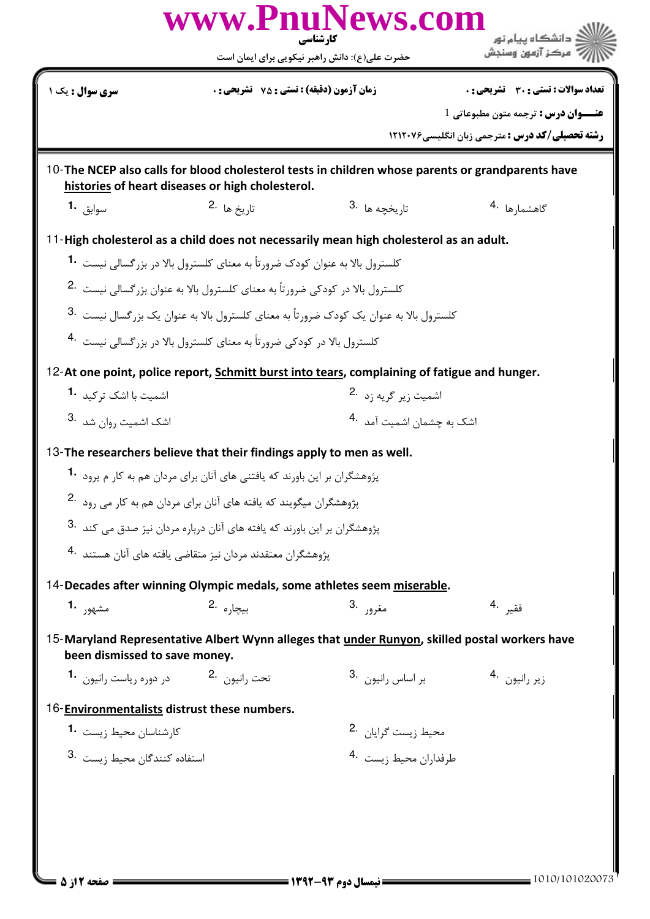10-**The NCEP also calls for blood cholesterol tests in children whose parents or grandparents have histories of heart diseases or high cholesterol.**

1. سوابق
2. تاریخ ها
3. تاریخچه ها
4. گاهشمارها

11-**High cholesterol as a child does not necessarily mean high cholesterol as an adult.**

1. کلسترول بالا به عنوان کودک ضرورتاً به معنای کلسترول بالا در بزرگسالی نیست
2. کلسترول بالا در کودکی ضرورتاً به معنای کلسترول بالا به عنوان بزرگسالی نیست
3. کلسترول بالا به عنوان یک کودک ضرورتاً به معنای کلسترول بالا به عنوان یک بزرگسال نیست
4. کلسترول بالا در کودکی ضرورتاً به معنای کلسترول بالا در بزرگسالی نیست

12-**At one point, police report, Schmitt burst into tears, complaining of fatigue and hunger.**

1. اشمیت با اشک ترکید
2. اشمیت زیر گریه زد
3. اشک اشمیت روان شد
4. اشک به چشمان اشمیت آمد

13-**The researchers believe that their findings apply to men as well.**

1. پژوهشگران بر این باورند که یافتنی های آنان برای مردان هم به کار م یرود
2. پژوهشگران میگویند که یافته های آنان برای مردان هم به کار می رود
3. پژوهشگران بر این باورند که یافته های آنان درباره مردان نیز صدق می کند
4. پژوهشگران معتقدند مردان نیز متقاضی یافته های آنان هستند

14-**Decades after winning Olympic medals, some athletes seem miserable.**

1. مشهور
2. بیچاره
3. مغرور
4. فقیر

15-**Maryland Representative Albert Wynn alleges that under Runyon, skilled postal workers have been dismissed to save money.**

1. در دوره ریاست رانیون
2. تحت رانیون
3. بر اساس رانیون
4. زیر رانیون

16-**Environmentalists distrust these numbers.**

1. کارشناسان محیط زیست
2. محیط زیست گرایان
3. استفاده کنندگان محیط زیست
4. طرفداران محیط زیست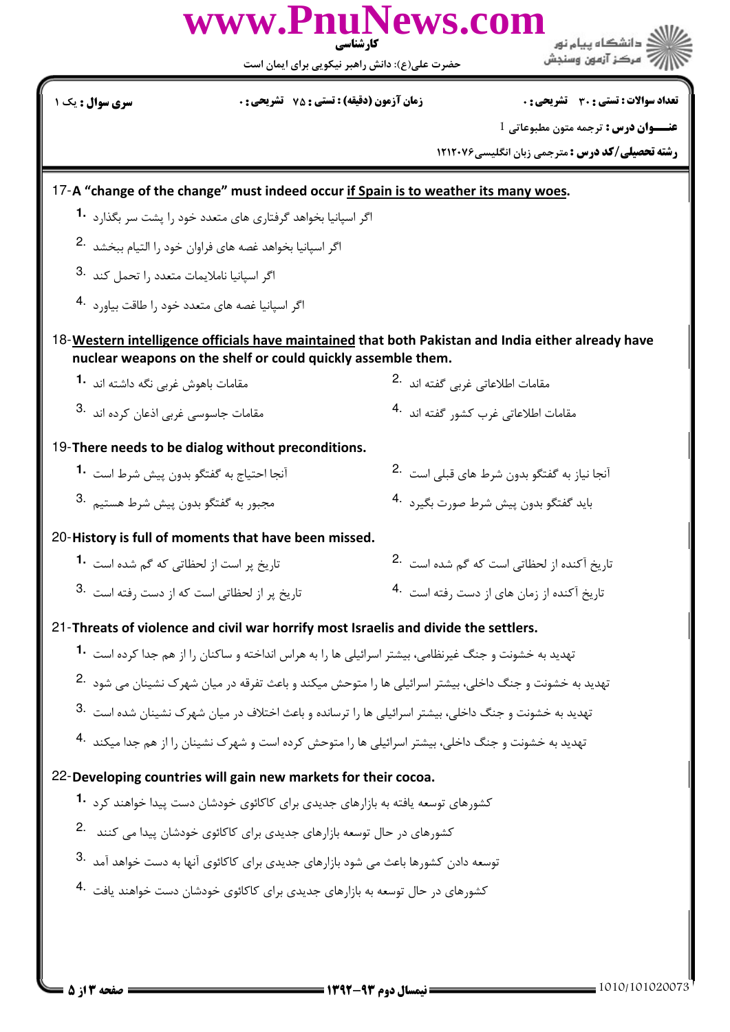www.PnuNews.com

**کارشناسی**

حضرت علی(ع): دانش راهبر نیکویی برای ایمان است

دانشگاه پیام نور
مرکز آزمون وسنجش

**تعداد سوالات : تستی : ۳۰ تشریحی : ۰** | **زمان آزمون (دقیقه) : تستی : ۷۵ تشریحی : ۰** | **سری سوال : یک ۱**

**عنـــوان درس :** ترجمه متون مطبوعاتی 1

**رشته تحصیلی/کد درس :** مترجمی زبان انگلیسی ۱۲۱۲۰۷۶

17-**A "change of the change" must indeed occur <u>if Spain is to weather its many woes</u>.**

1. اگر اسپانیا بخواهد گرفتاری های متعدد خود را پشت سر بگذارد
2. اگر اسپانیا بخواهد غصه های فراوان خود را التیام ببخشد
3. اگر اسپانیا ناملایمات متعدد را تحمل کند
4. اگر اسپانیا غصه های متعدد خود را طاقت بیاورد

18-**<u>Western intelligence officials have maintained</u> that both Pakistan and India either already have nuclear weapons on the shelf or could quickly assemble them.**

1. مقامات باهوش غربی نگه داشته اند
2. مقامات اطلاعاتی غربی گفته اند
3. مقامات جاسوسی غربی اذعان کرده اند
4. مقامات اطلاعاتی غرب کشور گفته اند

19-**There needs to be dialog without preconditions.**

1. آنجا احتیاج به گفتگو بدون پیش شرط است
2. آنجا نیاز به گفتگو بدون شرط های قبلی است
3. مجبور به گفتگو بدون پیش شرط هستیم
4. باید گفتگو بدون پیش شرط صورت بگیرد

20-**History is full of moments that have been missed.**

1. تاریخ پر است از لحظاتی که گم شده است
2. تاریخ آکنده از لحظاتی است که گم شده است
3. تاریخ پر از لحظاتی است که از دست رفته است
4. تاریخ آکنده از زمان های از دست رفته است

21-**Threats of violence and civil war horrify most Israelis and divide the settlers.**

1. تهدید به خشونت و جنگ غیرنظامی، بیشتر اسرائیلی ها را به هراس انداخته و ساکنان را از هم جدا کرده است
2. تهدید به خشونت و جنگ داخلی، بیشتر اسرائیلی ها را متوحش میکند و باعث تفرقه در میان شهرک نشینان می شود
3. تهدید به خشونت و جنگ داخلی، بیشتر اسرائیلی ها را ترسانده و باعث اختلاف در میان شهرک نشینان شده است
4. تهدید به خشونت و جنگ داخلی، بیشتر اسرائیلی ها را متوحش کرده است و شهرک نشینان را از هم جدا میکند

22-**Developing countries will gain new markets for their cocoa.**

1. کشورهای توسعه یافته به بازارهای جدیدی برای کاکائوی خودشان دست پیدا خواهند کرد
2. کشورهای در حال توسعه بازارهای جدیدی برای کاکائوی خودشان پیدا می کنند
3. توسعه دادن کشورها باعث می شود بازارهای جدیدی برای کاکائوی آنها به دست خواهد آمد
4. کشورهای در حال توسعه به بازارهای جدیدی برای کاکائوی خودشان دست خواهند یافت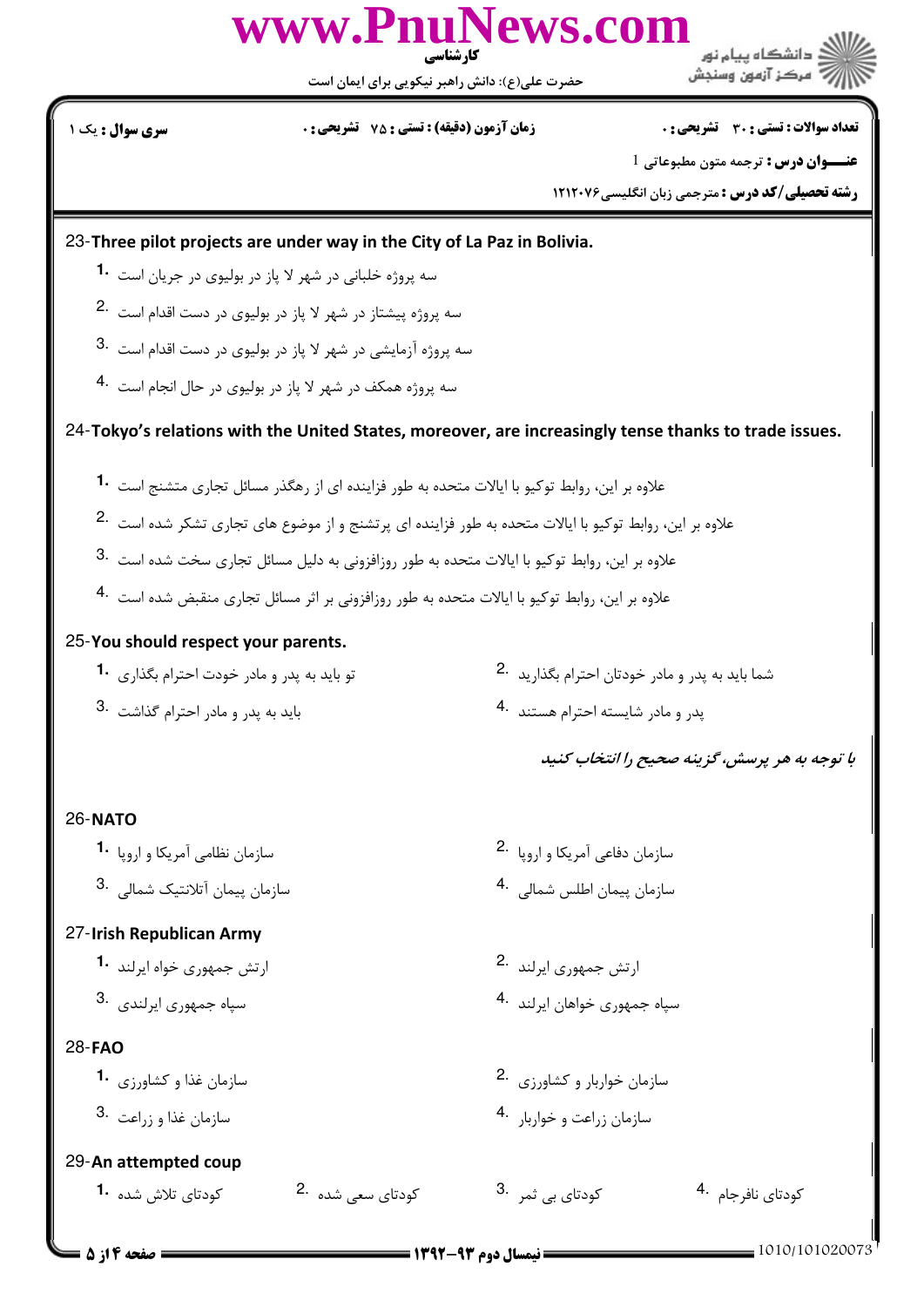23-**Three pilot projects are under way in the City of La Paz in Bolivia.**

1. سه پروژه خلبانی در شهر لا پاز در بولیوی در جریان است
2. سه پروژه پیشتاز در شهر لا پاز در بولیوی در دست اقدام است
3. سه پروژه آزمایشی در شهر لا پاز در بولیوی در دست اقدام است
4. سه پروژه همکف در شهر لا پاز در بولیوی در حال انجام است

24-**Tokyo's relations with the United States, moreover, are increasingly tense thanks to trade issues.**

1. علاوه بر این، روابط توکیو با ایالات متحده به طور فزاینده ای از رهگذر مسائل تجاری متشنج است
2. علاوه بر این، روابط توکیو با ایالات متحده به طور فزاینده ای پرتشنج و از موضوع های تجاری تشکر شده است
3. علاوه بر این، روابط توکیو با ایالات متحده به طور روزافزونی به دلیل مسائل تجاری سخت شده است
4. علاوه بر این، روابط توکیو با ایالات متحده به طور روزافزونی بر اثر مسائل تجاری منقبض شده است

25-**You should respect your parents.**

1. تو باید به پدر و مادر خودت احترام بگذاری
2. شما باید به پدر و مادر خودتان احترام بگذارید
3. باید به پدر و مادر احترام گذاشت
4. پدر و مادر شایسته احترام هستند

***با توجه به هر پرسش، گزینه صحیح را انتخاب کنید***

26-**NATO**

1. سازمان نظامی آمریکا و اروپا
2. سازمان دفاعی آمریکا و اروپا
3. سازمان پیمان آتلانتیک شمالی
4. سازمان پیمان اطلس شمالی

27-**Irish Republican Army**

1. ارتش جمهوری خواه ایرلند
2. ارتش جمهوری ایرلند
3. سپاه جمهوری ایرلندی
4. سپاه جمهوری خواهان ایرلند

28-**FAO**

1. سازمان غذا و کشاورزی
2. سازمان خواربار و کشاورزی
3. سازمان غذا و زراعت
4. سازمان زراعت و خواربار

29-**An attempted coup**

1. کودتای تلاش شده
2. کودتای سعی شده
3. کودتای بی ثمر
4. کودتای نافرجام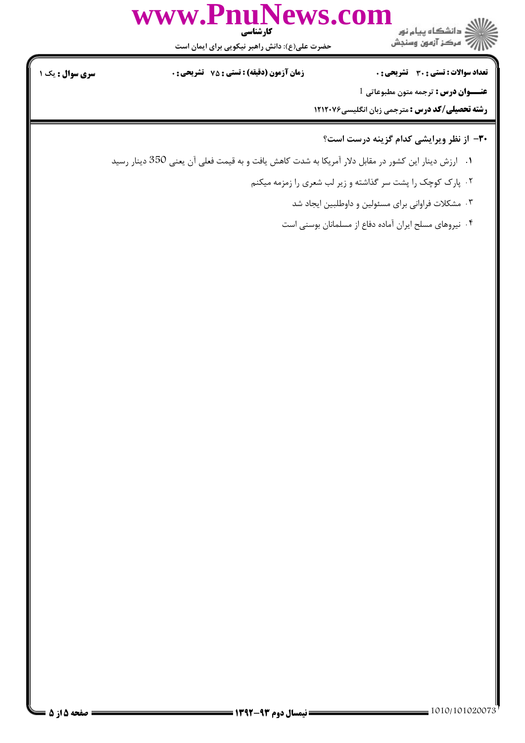**۳۰- از نظر ویرایشی کدام گزینه درست است؟**

۱. ارزش دینار این کشور در مقابل دلار آمریکا به شدت کاهش یافت و به قیمت فعلی آن یعنی 350 دینار رسید

۲. پارک کوچک را پشت سر گذاشته و زیر لب شعری را زمزمه میکنم

۳. مشکلات فراوانی برای مسئولین و داوطلبین ایجاد شد

۴. نیروهای مسلح ایران آماده دفاع از مسلمانان بوسنی است